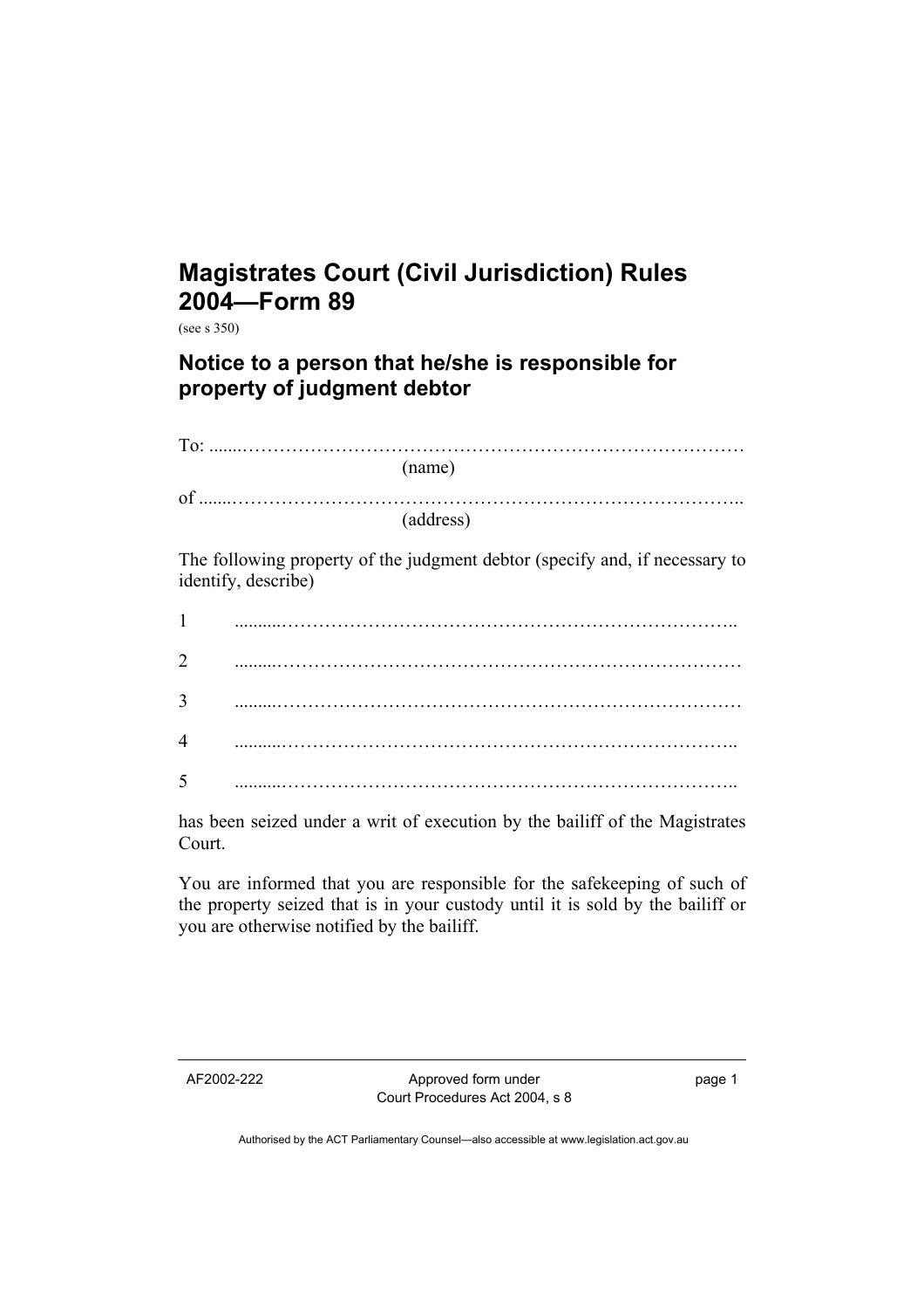# Magistrates Court (Civil Jurisdiction) Rules 2004—Form 89

(see s 350)

## Notice to a person that he/she is responsible for property of judgment debtor

To: ..........................................................................................
(name)

of ..........................................................................................
(address)

The following property of the judgment debtor (specify and, if necessary to identify, describe)

1 ..........................................................................................

2 ..........................................................................................

3 ..........................................................................................

4 ..........................................................................................

5 ..........................................................................................

has been seized under a writ of execution by the bailiff of the Magistrates Court.

You are informed that you are responsible for the safekeeping of such of the property seized that is in your custody until it is sold by the bailiff or you are otherwise notified by the bailiff.

AF2002-222 Approved form under Court Procedures Act 2004, s 8

Authorised by the ACT Parliamentary Counsel—also accessible at www.legislation.act.gov.au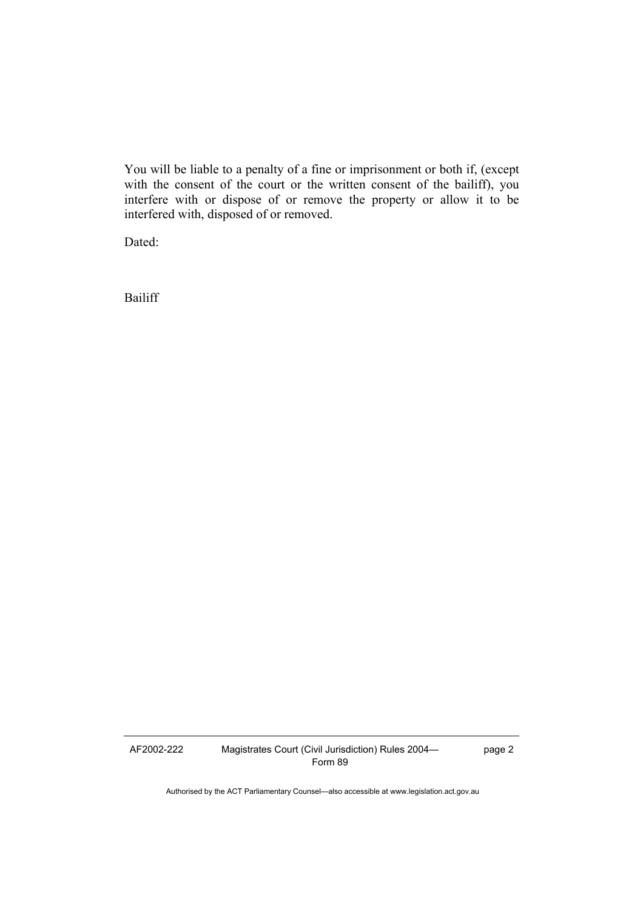You will be liable to a penalty of a fine or imprisonment or both if, (except with the consent of the court or the written consent of the bailiff), you interfere with or dispose of or remove the property or allow it to be interfered with, disposed of or removed.

Dated:

Bailiff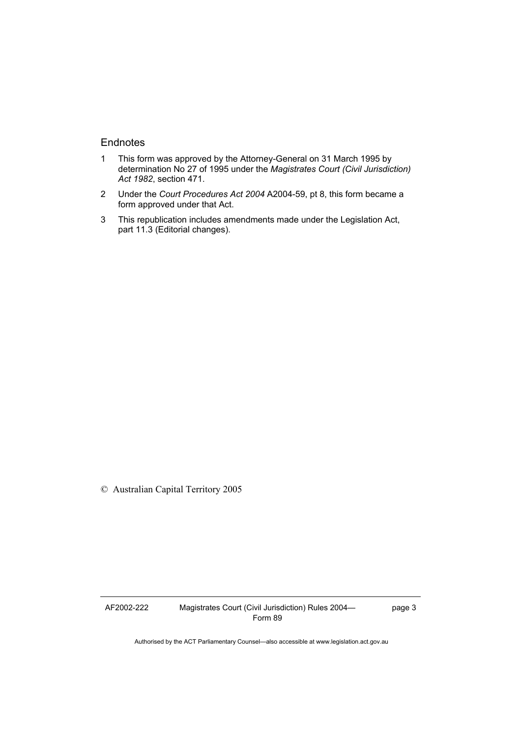## Endnotes

1 This form was approved by the Attorney-General on 31 March 1995 by determination No 27 of 1995 under the *Magistrates Court (Civil Jurisdiction) Act 1982*, section 471.

2 Under the *Court Procedures Act 2004* A2004-59, pt 8, this form became a form approved under that Act.

3 This republication includes amendments made under the Legislation Act, part 11.3 (Editorial changes).

© Australian Capital Territory 2005